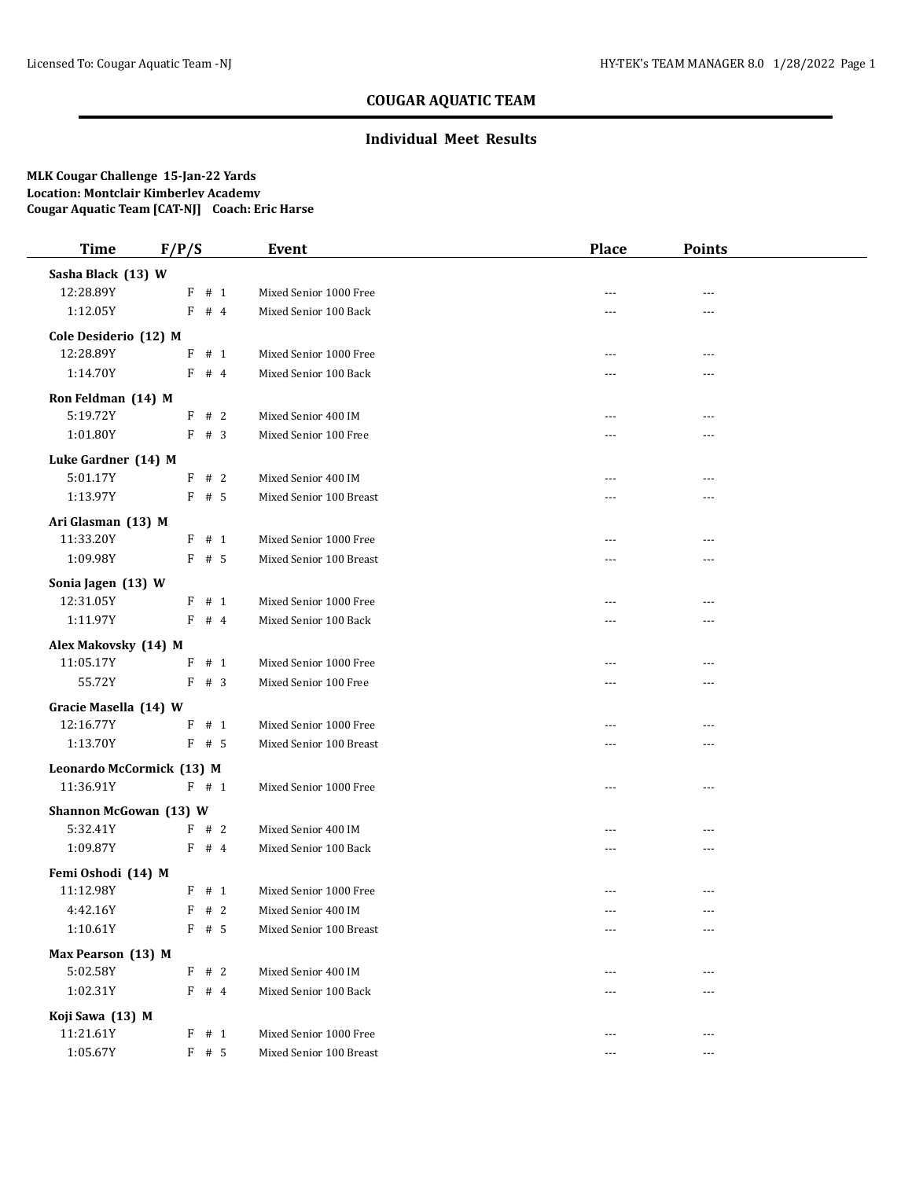# COUGAR AQUATIC TEAM

## Individual Meet Results

**MLK Cougar Challenge 15-Jan-22 Yards**
**Location: Montclair Kimberley Academy**
**Cougar Aquatic Team [CAT-NJ] Coach: Eric Harse**

| Time | F/P/S | Event | Place | Points |
|---|---|---|---|---|
| **Sasha Black (13) W** | | | | |
| 12:28.89Y | F # 1 | Mixed Senior 1000 Free | --- | --- |
| 1:12.05Y | F # 4 | Mixed Senior 100 Back | --- | --- |
| **Cole Desiderio (12) M** | | | | |
| 12:28.89Y | F # 1 | Mixed Senior 1000 Free | --- | --- |
| 1:14.70Y | F # 4 | Mixed Senior 100 Back | --- | --- |
| **Ron Feldman (14) M** | | | | |
| 5:19.72Y | F # 2 | Mixed Senior 400 IM | --- | --- |
| 1:01.80Y | F # 3 | Mixed Senior 100 Free | --- | --- |
| **Luke Gardner (14) M** | | | | |
| 5:01.17Y | F # 2 | Mixed Senior 400 IM | --- | --- |
| 1:13.97Y | F # 5 | Mixed Senior 100 Breast | --- | --- |
| **Ari Glasman (13) M** | | | | |
| 11:33.20Y | F # 1 | Mixed Senior 1000 Free | --- | --- |
| 1:09.98Y | F # 5 | Mixed Senior 100 Breast | --- | --- |
| **Sonia Jagen (13) W** | | | | |
| 12:31.05Y | F # 1 | Mixed Senior 1000 Free | --- | --- |
| 1:11.97Y | F # 4 | Mixed Senior 100 Back | --- | --- |
| **Alex Makovsky (14) M** | | | | |
| 11:05.17Y | F # 1 | Mixed Senior 1000 Free | --- | --- |
| 55.72Y | F # 3 | Mixed Senior 100 Free | --- | --- |
| **Gracie Masella (14) W** | | | | |
| 12:16.77Y | F # 1 | Mixed Senior 1000 Free | --- | --- |
| 1:13.70Y | F # 5 | Mixed Senior 100 Breast | --- | --- |
| **Leonardo McCormick (13) M** | | | | |
| 11:36.91Y | F # 1 | Mixed Senior 1000 Free | --- | --- |
| **Shannon McGowan (13) W** | | | | |
| 5:32.41Y | F # 2 | Mixed Senior 400 IM | --- | --- |
| 1:09.87Y | F # 4 | Mixed Senior 100 Back | --- | --- |
| **Femi Oshodi (14) M** | | | | |
| 11:12.98Y | F # 1 | Mixed Senior 1000 Free | --- | --- |
| 4:42.16Y | F # 2 | Mixed Senior 400 IM | --- | --- |
| 1:10.61Y | F # 5 | Mixed Senior 100 Breast | --- | --- |
| **Max Pearson (13) M** | | | | |
| 5:02.58Y | F # 2 | Mixed Senior 400 IM | --- | --- |
| 1:02.31Y | F # 4 | Mixed Senior 100 Back | --- | --- |
| **Koji Sawa (13) M** | | | | |
| 11:21.61Y | F # 1 | Mixed Senior 1000 Free | --- | --- |
| 1:05.67Y | F # 5 | Mixed Senior 100 Breast | --- | --- |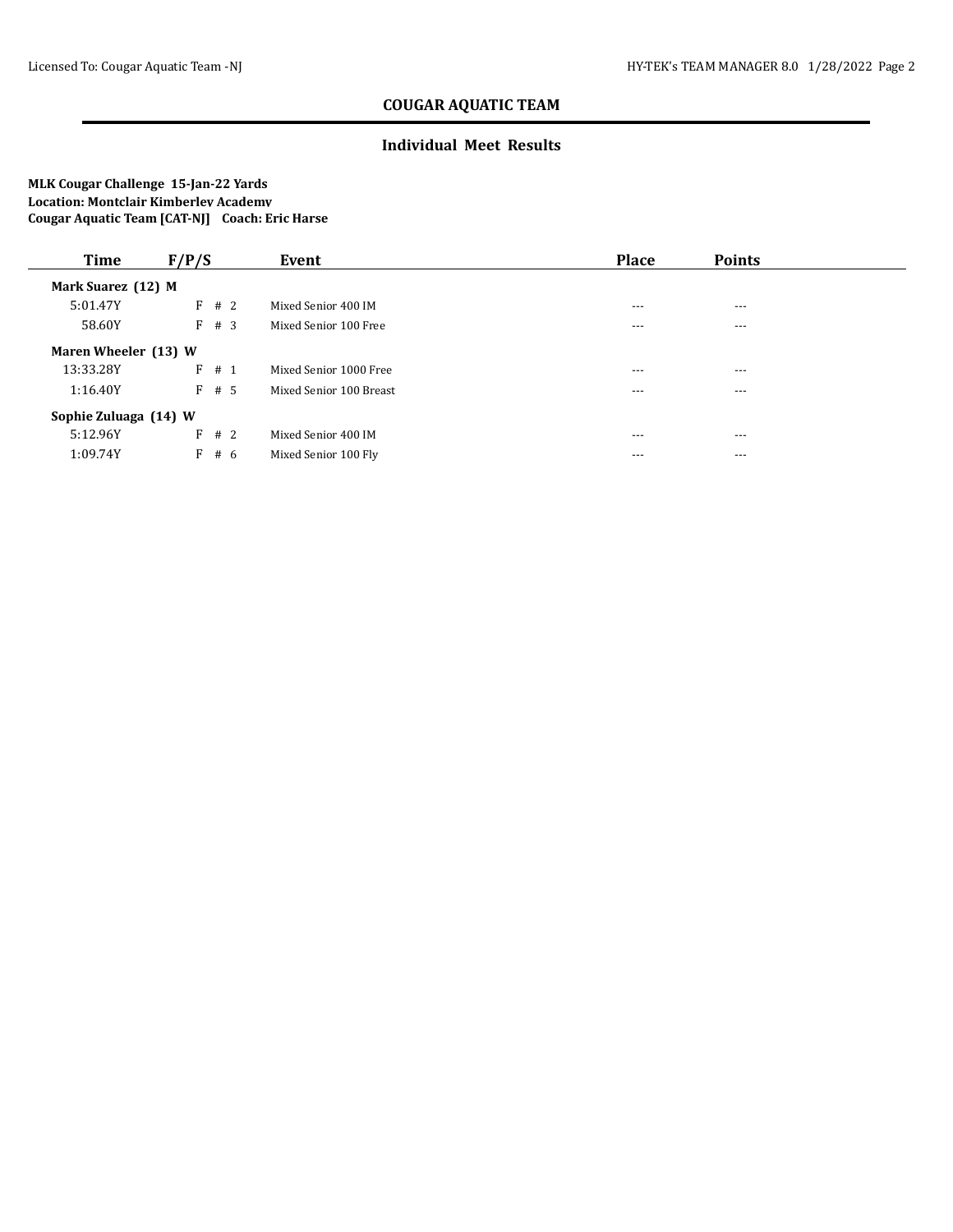## COUGAR AQUATIC TEAM

### Individual Meet Results

**MLK Cougar Challenge 15-Jan-22 Yards**
**Location: Montclair Kimberley Academy**
**Cougar Aquatic Team [CAT-NJ] Coach: Eric Harse**

| Time | F/P/S | Event | Place | Points |
|---|---|---|---|---|
| **Mark Suarez (12) M** | | | | |
| 5:01.47Y | F # 2 | Mixed Senior 400 IM | --- | --- |
| 58.60Y | F # 3 | Mixed Senior 100 Free | --- | --- |
| **Maren Wheeler (13) W** | | | | |
| 13:33.28Y | F # 1 | Mixed Senior 1000 Free | --- | --- |
| 1:16.40Y | F # 5 | Mixed Senior 100 Breast | --- | --- |
| **Sophie Zuluaga (14) W** | | | | |
| 5:12.96Y | F # 2 | Mixed Senior 400 IM | --- | --- |
| 1:09.74Y | F # 6 | Mixed Senior 100 Fly | --- | --- |